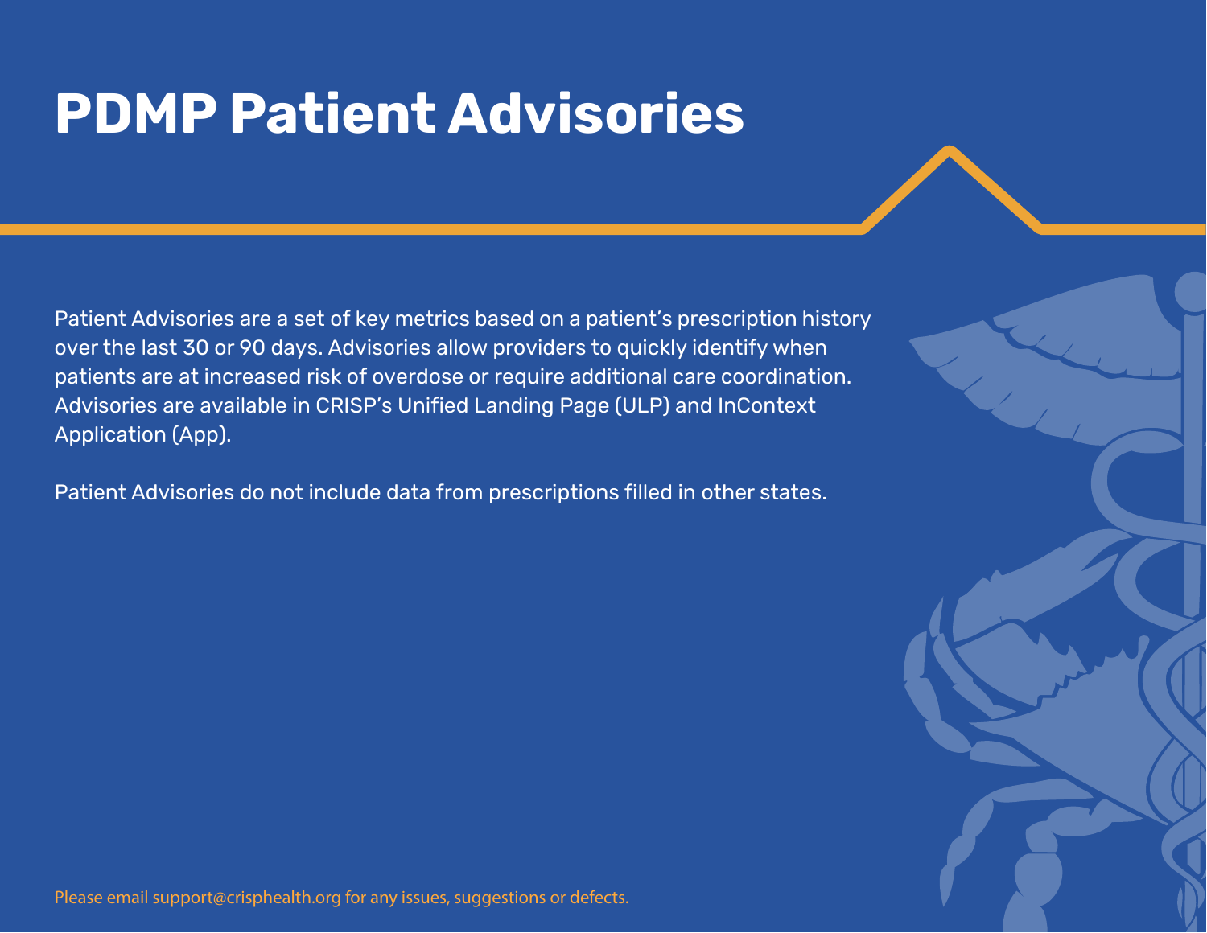# PDMP Patient Advisories

Patient Advisories are a set of key metrics based on a patient's prescription history over the last 30 or 90 days. Advisories allow providers to quickly identify when patients are at increased risk of overdose or require additional care coordination. Advisories are available in CRISP's Unified Landing Page (ULP) and InContext Application (App).

Patient Advisories do not include data from prescriptions filled in other states.

Please email support@crisphealth.org for any issues, suggestions or defects.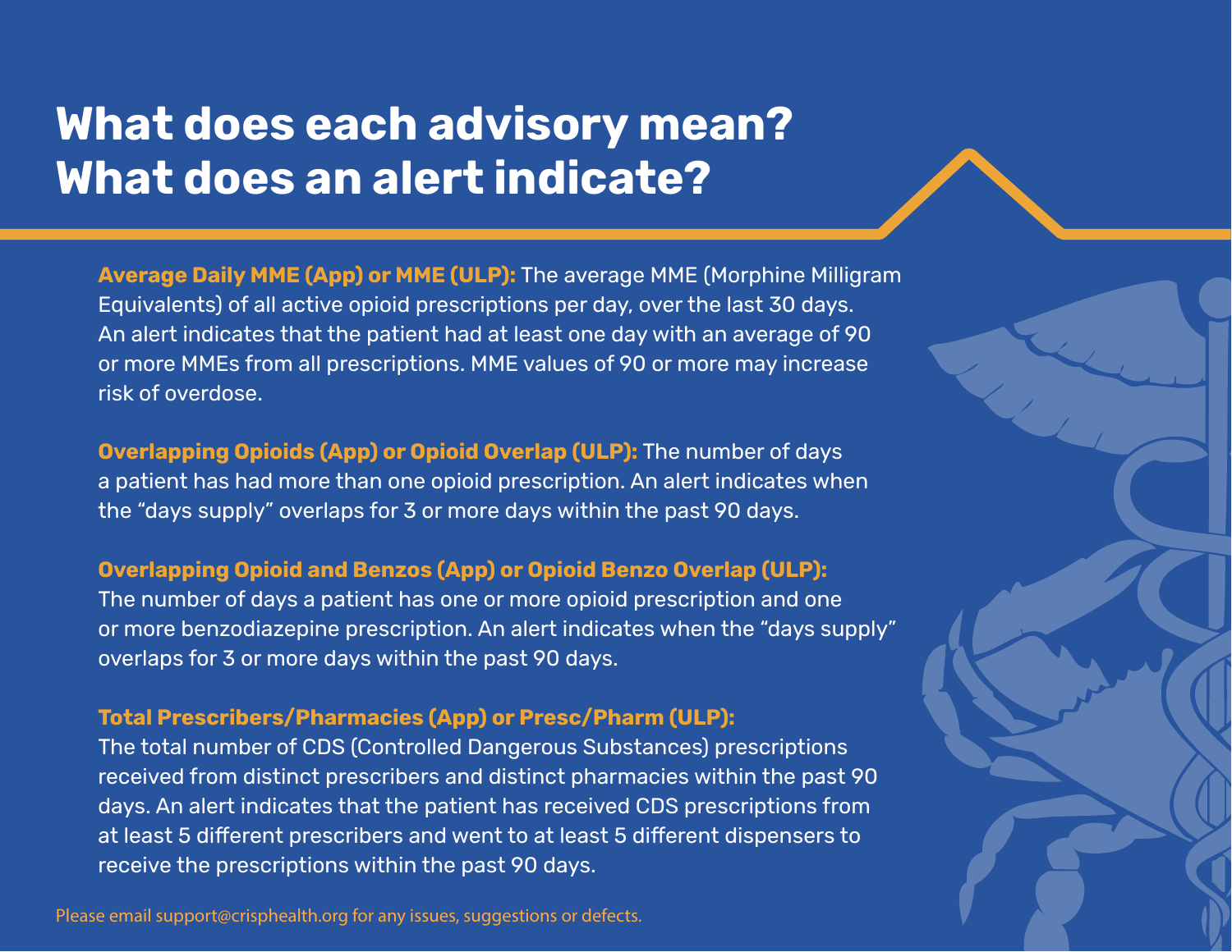# What does each advisory mean?
# What does an alert indicate?

**Average Daily MME (App) or MME (ULP):** The average MME (Morphine Milligram Equivalents) of all active opioid prescriptions per day, over the last 30 days. An alert indicates that the patient had at least one day with an average of 90 or more MMEs from all prescriptions. MME values of 90 or more may increase risk of overdose.

**Overlapping Opioids (App) or Opioid Overlap (ULP):** The number of days a patient has had more than one opioid prescription. An alert indicates when the "days supply" overlaps for 3 or more days within the past 90 days.

**Overlapping Opioid and Benzos (App) or Opioid Benzo Overlap (ULP):** The number of days a patient has one or more opioid prescription and one or more benzodiazepine prescription. An alert indicates when the "days supply" overlaps for 3 or more days within the past 90 days.

**Total Prescribers/Pharmacies (App) or Presc/Pharm (ULP):** The total number of CDS (Controlled Dangerous Substances) prescriptions received from distinct prescribers and distinct pharmacies within the past 90 days. An alert indicates that the patient has received CDS prescriptions from at least 5 different prescribers and went to at least 5 different dispensers to receive the prescriptions within the past 90 days.

Please email support@crisphealth.org for any issues, suggestions or defects.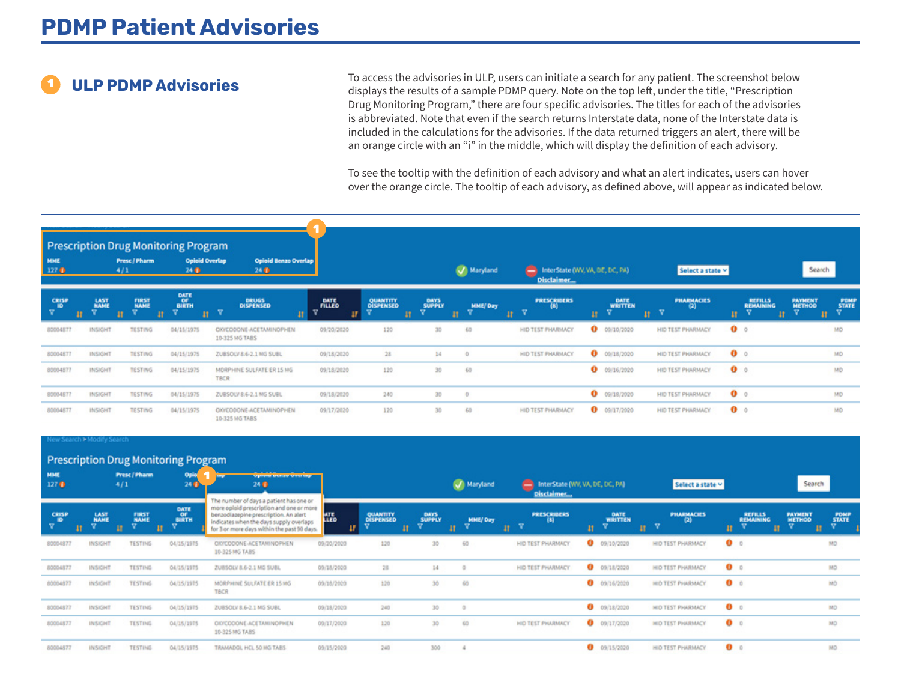# PDMP Patient Advisories

## 1 ULP PDMP Advisories

To access the advisories in ULP, users can initiate a search for any patient. The screenshot below displays the results of a sample PDMP query. Note on the top left, under the title, "Prescription Drug Monitoring Program," there are four specific advisories. The titles for each of the advisories is abbreviated. Note that even if the search returns Interstate data, none of the Interstate data is included in the calculations for the advisories. If the data returned triggers an alert, there will be an orange circle with an "i" in the middle, which will display the definition of each advisory.

To see the tooltip with the definition of each advisory and what an alert indicates, users can hover over the orange circle. The tooltip of each advisory, as defined above, will appear as indicated below.

Prescription Drug Monitoring Program

| MME | Presc / Pharm | Opioid Overlap | Opioid Benzo Overlap |
|---|---|---|---|
| 127 | 4 / 1 | 24 | 24 |

Maryland | InterState (WV, VA, DE, DC, PA) | Disclaimer... | Select a state | Search

| CRISP ID | LAST NAME | FIRST NAME | DATE OF BIRTH | DRUGS DISPENSED | DATE FILLED | QUANTITY DISPENSED | DAYS SUPPLY | MME/ Day | PRESCRIBERS (8) | DATE WRITTEN | PHARMACIES (2) | REFILLS REMAINING | PAYMENT METHOD | PDMP STATE |
|---|---|---|---|---|---|---|---|---|---|---|---|---|---|---|
| 80004877 | INSIGHT | TESTING | 04/15/1975 | OXYCODONE-ACETAMINOPHEN 10-325 MG TABS | 09/20/2020 | 120 | 30 | 60 | HID TEST PHARMACY | 09/10/2020 | HID TEST PHARMACY | 0 | | MD |
| 80004877 | INSIGHT | TESTING | 04/15/1975 | ZUBSOLV 8.6-2.1 MG SUBL | 09/18/2020 | 28 | 14 | 0 | HID TEST PHARMACY | 09/18/2020 | HID TEST PHARMACY | 0 | | MD |
| 80004877 | INSIGHT | TESTING | 04/15/1975 | MORPHINE SULFATE ER 15 MG TBCR | 09/18/2020 | 120 | 30 | 60 | | 09/16/2020 | HID TEST PHARMACY | 0 | | MD |
| 80004877 | INSIGHT | TESTING | 04/15/1975 | ZUBSOLV 8.6-2.1 MG SUBL | 09/18/2020 | 240 | 30 | 0 | | 09/18/2020 | HID TEST PHARMACY | 0 | | MD |
| 80004877 | INSIGHT | TESTING | 04/15/1975 | OXYCODONE-ACETAMINOPHEN 10-325 MG TABS | 09/17/2020 | 120 | 30 | 60 | HID TEST PHARMACY | 09/17/2020 | HID TEST PHARMACY | 0 | | MD |

New Search > Modify Search

Prescription Drug Monitoring Program

| MME | Presc / Pharm | Opioid Overlap | Opioid Benzo Overlap |
|---|---|---|---|
| 127 | 4 / 1 | 24 | 24 |

The number of days a patient has one or more opioid prescription and one or more benzodiazepine prescription. An alert indicates when the days supply overlaps for 3 or more days within the past 90 days.

Maryland | InterState (WV, VA, DE, DC, PA) | Disclaimer... | Select a state | Search

| CRISP ID | LAST NAME | FIRST NAME | DATE OF BIRTH | DRUGS DISPENSED | DATE FILLED | QUANTITY DISPENSED | DAYS SUPPLY | MME/ Day | PRESCRIBERS (8) | DATE WRITTEN | PHARMACIES (2) | REFILLS REMAINING | PAYMENT METHOD | PDMP STATE |
|---|---|---|---|---|---|---|---|---|---|---|---|---|---|---|
| 80004877 | INSIGHT | TESTING | 04/15/1975 | OXYCODONE-ACETAMINOPHEN 10-325 MG TABS | 09/20/2020 | 120 | 30 | 60 | HID TEST PHARMACY | 09/10/2020 | HID TEST PHARMACY | 0 | | MD |
| 80004877 | INSIGHT | TESTING | 04/15/1975 | ZUBSOLV 8.6-2.1 MG SUBL | 09/18/2020 | 28 | 14 | 0 | HID TEST PHARMACY | 09/18/2020 | HID TEST PHARMACY | 0 | | MD |
| 80004877 | INSIGHT | TESTING | 04/15/1975 | MORPHINE SULFATE ER 15 MG TBCR | 09/18/2020 | 120 | 30 | 60 | | 09/16/2020 | HID TEST PHARMACY | 0 | | MD |
| 80004877 | INSIGHT | TESTING | 04/15/1975 | ZUBSOLV 8.6-2.1 MG SUBL | 09/18/2020 | 240 | 30 | 0 | | 09/18/2020 | HID TEST PHARMACY | 0 | | MD |
| 80004877 | INSIGHT | TESTING | 04/15/1975 | OXYCODONE-ACETAMINOPHEN 10-325 MG TABS | 09/17/2020 | 120 | 30 | 60 | HID TEST PHARMACY | 09/17/2020 | HID TEST PHARMACY | 0 | | MD |
| 80004877 | INSIGHT | TESTING | 04/15/1975 | TRAMADOL HCL 50 MG TABS | 09/15/2020 | 240 | 300 | 4 | | 09/15/2020 | HID TEST PHARMACY | 0 | | MD |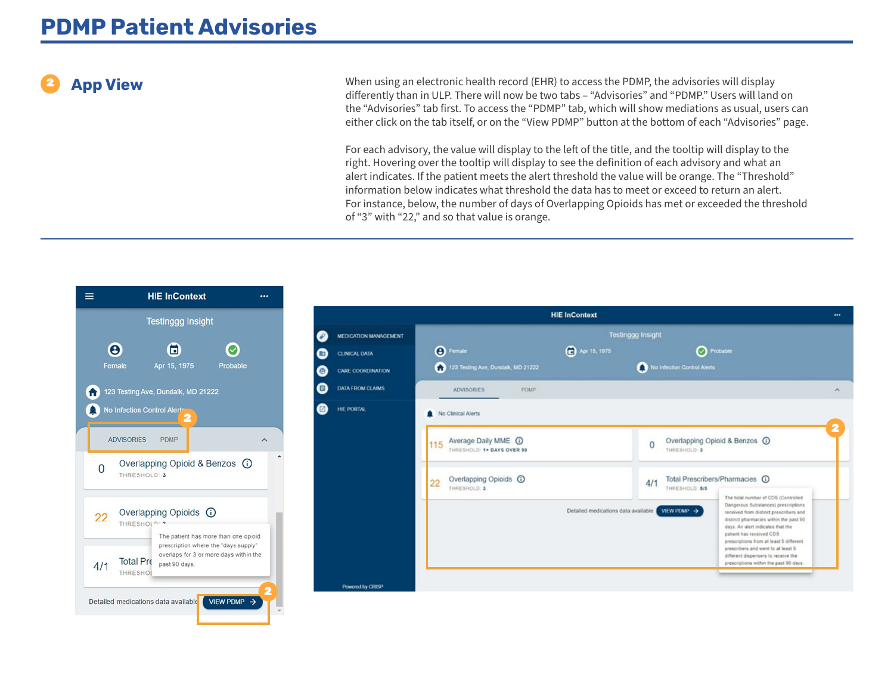# PDMP Patient Advisories

## 2 App View

When using an electronic health record (EHR) to access the PDMP, the advisories will display differently than in ULP. There will now be two tabs – "Advisories" and "PDMP." Users will land on the "Advisories" tab first. To access the "PDMP" tab, which will show mediations as usual, users can either click on the tab itself, or on the "View PDMP" button at the bottom of each "Advisories" page.

For each advisory, the value will display to the left of the title, and the tooltip will display to the right. Hovering over the tooltip will display to see the definition of each advisory and what an alert indicates. If the patient meets the alert threshold the value will be orange. The "Threshold" information below indicates what threshold the data has to meet or exceed to return an alert. For instance, below, the number of days of Overlapping Opioids has met or exceeded the threshold of "3" with "22," and so that value is orange.